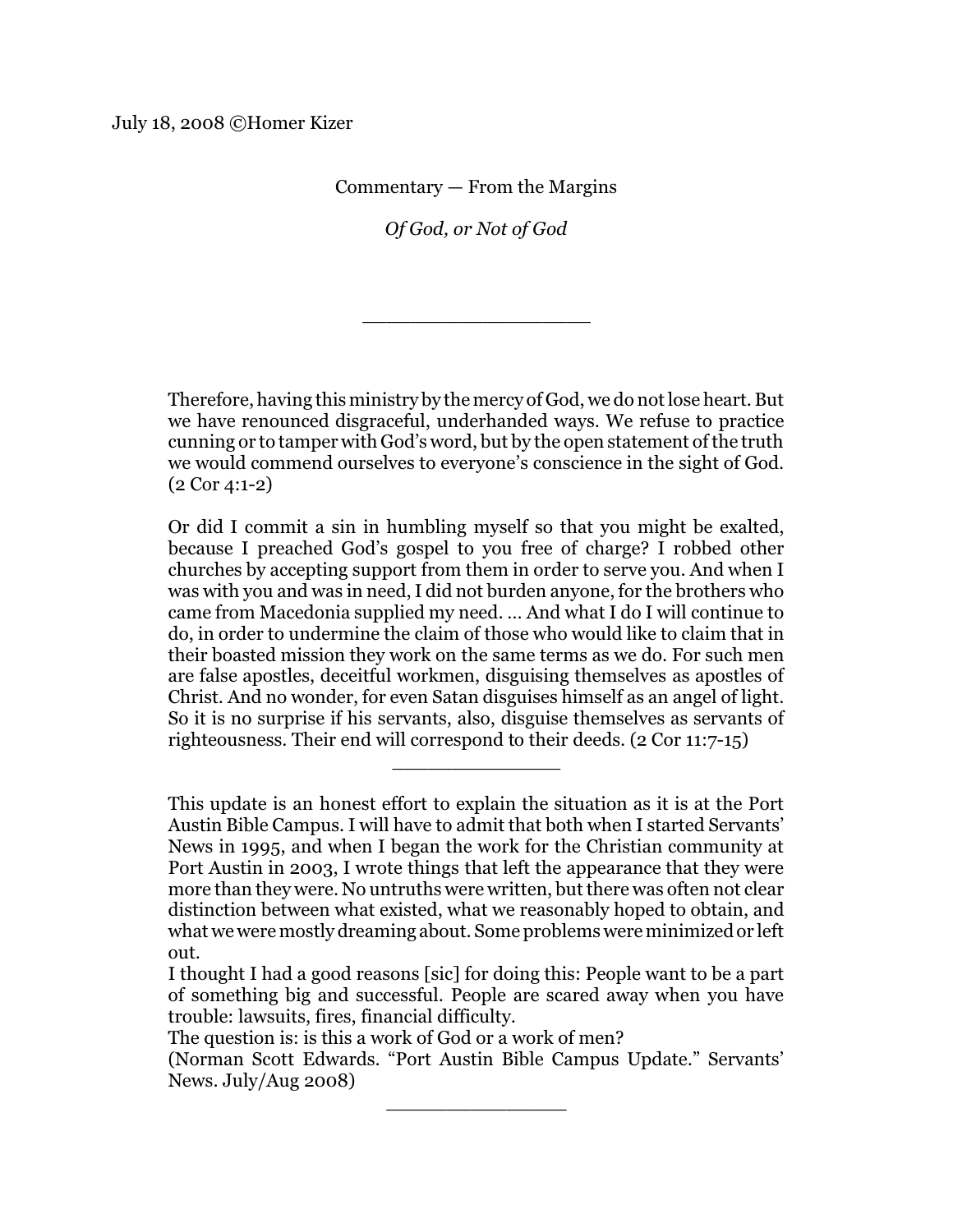July 18, 2008 ©Homer Kizer

Commentary — From the Margins

*Of God, or Not of God*

___________________

> Therefore, having this ministry by the mercy of God, we do not lose heart. But we have renounced disgraceful, underhanded ways. We refuse to practice cunning or to tamper with God's word, but by the open statement of the truth we would commend ourselves to everyone's conscience in the sight of God. (2 Cor 4:1-2)
>
> Or did I commit a sin in humbling myself so that you might be exalted, because I preached God's gospel to you free of charge? I robbed other churches by accepting support from them in order to serve you. And when I was with you and was in need, I did not burden anyone, for the brothers who came from Macedonia supplied my need. … And what I do I will continue to do, in order to undermine the claim of those who would like to claim that in their boasted mission they work on the same terms as we do. For such men are false apostles, deceitful workmen, disguising themselves as apostles of Christ. And no wonder, for even Satan disguises himself as an angel of light. So it is no surprise if his servants, also, disguise themselves as servants of righteousness. Their end will correspond to their deeds. (2 Cor 11:7-15)

_______________

> This update is an honest effort to explain the situation as it is at the Port Austin Bible Campus. I will have to admit that both when I started Servants' News in 1995, and when I began the work for the Christian community at Port Austin in 2003, I wrote things that left the appearance that they were more than they were. No untruths were written, but there was often not clear distinction between what existed, what we reasonably hoped to obtain, and what we were mostly dreaming about. Some problems were minimized or left out.
>
> I thought I had a good reasons [sic] for doing this: People want to be a part of something big and successful. People are scared away when you have trouble: lawsuits, fires, financial difficulty.
>
> The question is: is this a work of God or a work of men?
>
> (Norman Scott Edwards. "Port Austin Bible Campus Update." Servants' News. July/Aug 2008)

________________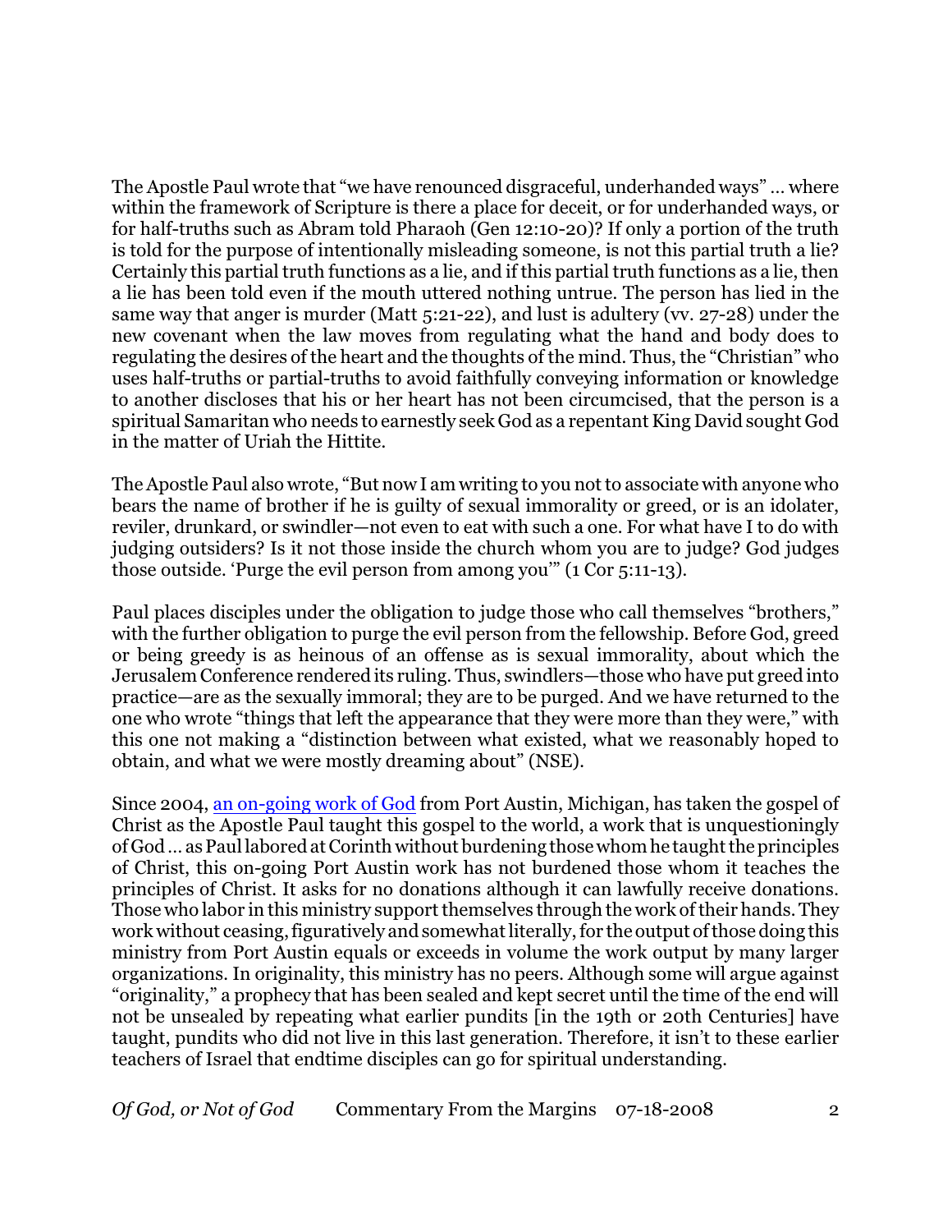The Apostle Paul wrote that "we have renounced disgraceful, underhanded ways" … where within the framework of Scripture is there a place for deceit, or for underhanded ways, or for half-truths such as Abram told Pharaoh (Gen 12:10-20)? If only a portion of the truth is told for the purpose of intentionally misleading someone, is not this partial truth a lie? Certainly this partial truth functions as a lie, and if this partial truth functions as a lie, then a lie has been told even if the mouth uttered nothing untrue. The person has lied in the same way that anger is murder (Matt 5:21-22), and lust is adultery (vv. 27-28) under the new covenant when the law moves from regulating what the hand and body does to regulating the desires of the heart and the thoughts of the mind. Thus, the "Christian" who uses half-truths or partial-truths to avoid faithfully conveying information or knowledge to another discloses that his or her heart has not been circumcised, that the person is a spiritual Samaritan who needs to earnestly seek God as a repentant King David sought God in the matter of Uriah the Hittite.

The Apostle Paul also wrote, "But now I am writing to you not to associate with anyone who bears the name of brother if he is guilty of sexual immorality or greed, or is an idolater, reviler, drunkard, or swindler—not even to eat with such a one. For what have I to do with judging outsiders? Is it not those inside the church whom you are to judge? God judges those outside. 'Purge the evil person from among you'" (1 Cor 5:11-13).

Paul places disciples under the obligation to judge those who call themselves "brothers," with the further obligation to purge the evil person from the fellowship. Before God, greed or being greedy is as heinous of an offense as is sexual immorality, about which the Jerusalem Conference rendered its ruling. Thus, swindlers—those who have put greed into practice—are as the sexually immoral; they are to be purged. And we have returned to the one who wrote "things that left the appearance that they were more than they were," with this one not making a "distinction between what existed, what we reasonably hoped to obtain, and what we were mostly dreaming about" (NSE).

Since 2004, an on-going work of God from Port Austin, Michigan, has taken the gospel of Christ as the Apostle Paul taught this gospel to the world, a work that is unquestioningly of God … as Paul labored at Corinth without burdening those whom he taught the principles of Christ, this on-going Port Austin work has not burdened those whom it teaches the principles of Christ. It asks for no donations although it can lawfully receive donations. Those who labor in this ministry support themselves through the work of their hands. They work without ceasing, figuratively and somewhat literally, for the output of those doing this ministry from Port Austin equals or exceeds in volume the work output by many larger organizations. In originality, this ministry has no peers. Although some will argue against "originality," a prophecy that has been sealed and kept secret until the time of the end will not be unsealed by repeating what earlier pundits [in the 19th or 20th Centuries] have taught, pundits who did not live in this last generation. Therefore, it isn't to these earlier teachers of Israel that endtime disciples can go for spiritual understanding.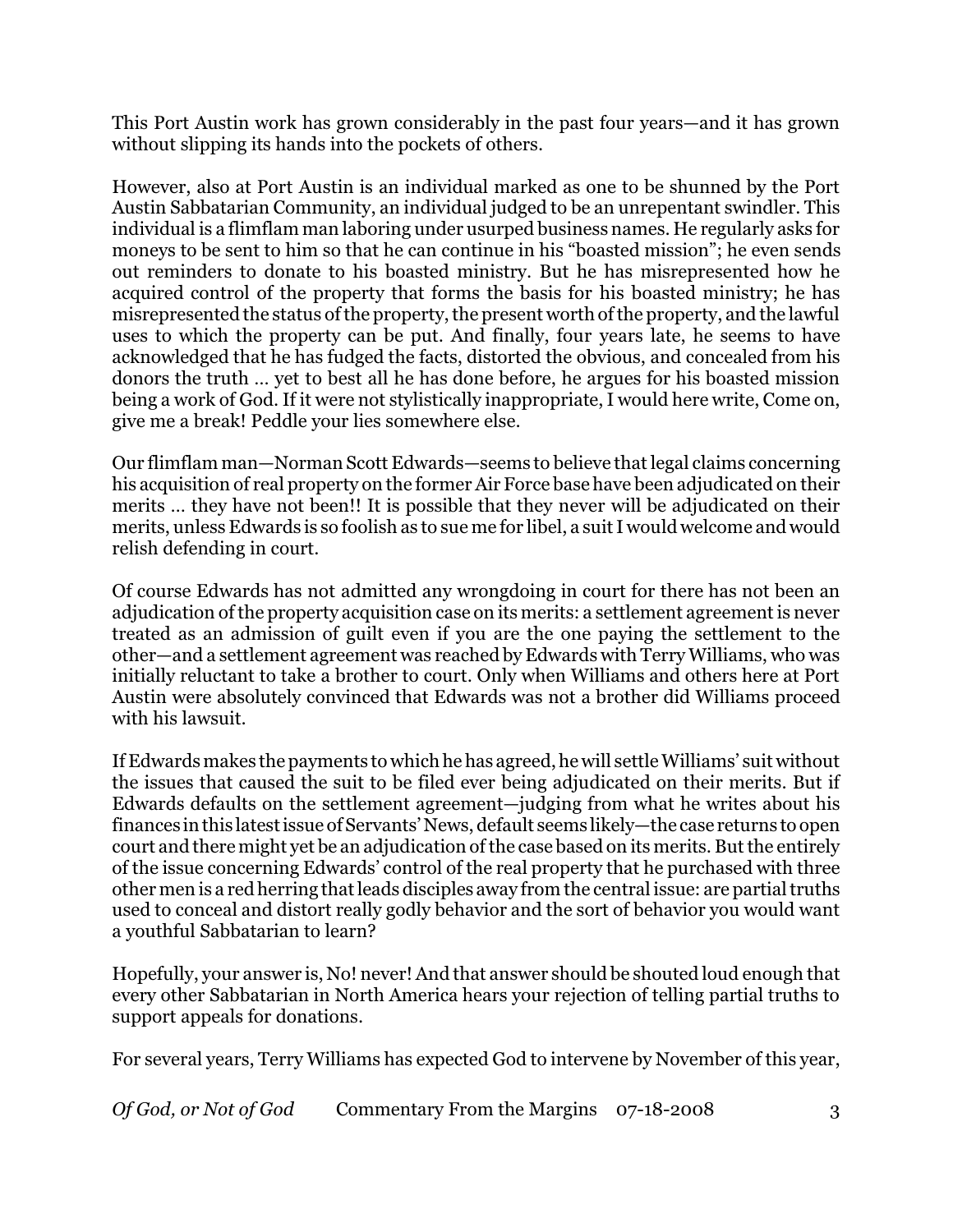This Port Austin work has grown considerably in the past four years—and it has grown without slipping its hands into the pockets of others.

However, also at Port Austin is an individual marked as one to be shunned by the Port Austin Sabbatarian Community, an individual judged to be an unrepentant swindler. This individual is a flimflam man laboring under usurped business names. He regularly asks for moneys to be sent to him so that he can continue in his "boasted mission"; he even sends out reminders to donate to his boasted ministry. But he has misrepresented how he acquired control of the property that forms the basis for his boasted ministry; he has misrepresented the status of the property, the present worth of the property, and the lawful uses to which the property can be put. And finally, four years late, he seems to have acknowledged that he has fudged the facts, distorted the obvious, and concealed from his donors the truth … yet to best all he has done before, he argues for his boasted mission being a work of God. If it were not stylistically inappropriate, I would here write, Come on, give me a break! Peddle your lies somewhere else.

Our flimflam man—Norman Scott Edwards—seems to believe that legal claims concerning his acquisition of real property on the former Air Force base have been adjudicated on their merits … they have not been!! It is possible that they never will be adjudicated on their merits, unless Edwards is so foolish as to sue me for libel, a suit I would welcome and would relish defending in court.

Of course Edwards has not admitted any wrongdoing in court for there has not been an adjudication of the property acquisition case on its merits: a settlement agreement is never treated as an admission of guilt even if you are the one paying the settlement to the other—and a settlement agreement was reached by Edwards with Terry Williams, who was initially reluctant to take a brother to court. Only when Williams and others here at Port Austin were absolutely convinced that Edwards was not a brother did Williams proceed with his lawsuit.

If Edwards makes the payments to which he has agreed, he will settle Williams' suit without the issues that caused the suit to be filed ever being adjudicated on their merits. But if Edwards defaults on the settlement agreement—judging from what he writes about his finances in this latest issue of Servants' News, default seems likely—the case returns to open court and there might yet be an adjudication of the case based on its merits. But the entirely of the issue concerning Edwards' control of the real property that he purchased with three other men is a red herring that leads disciples away from the central issue: are partial truths used to conceal and distort really godly behavior and the sort of behavior you would want a youthful Sabbatarian to learn?

Hopefully, your answer is, No! never! And that answer should be shouted loud enough that every other Sabbatarian in North America hears your rejection of telling partial truths to support appeals for donations.

For several years, Terry Williams has expected God to intervene by November of this year,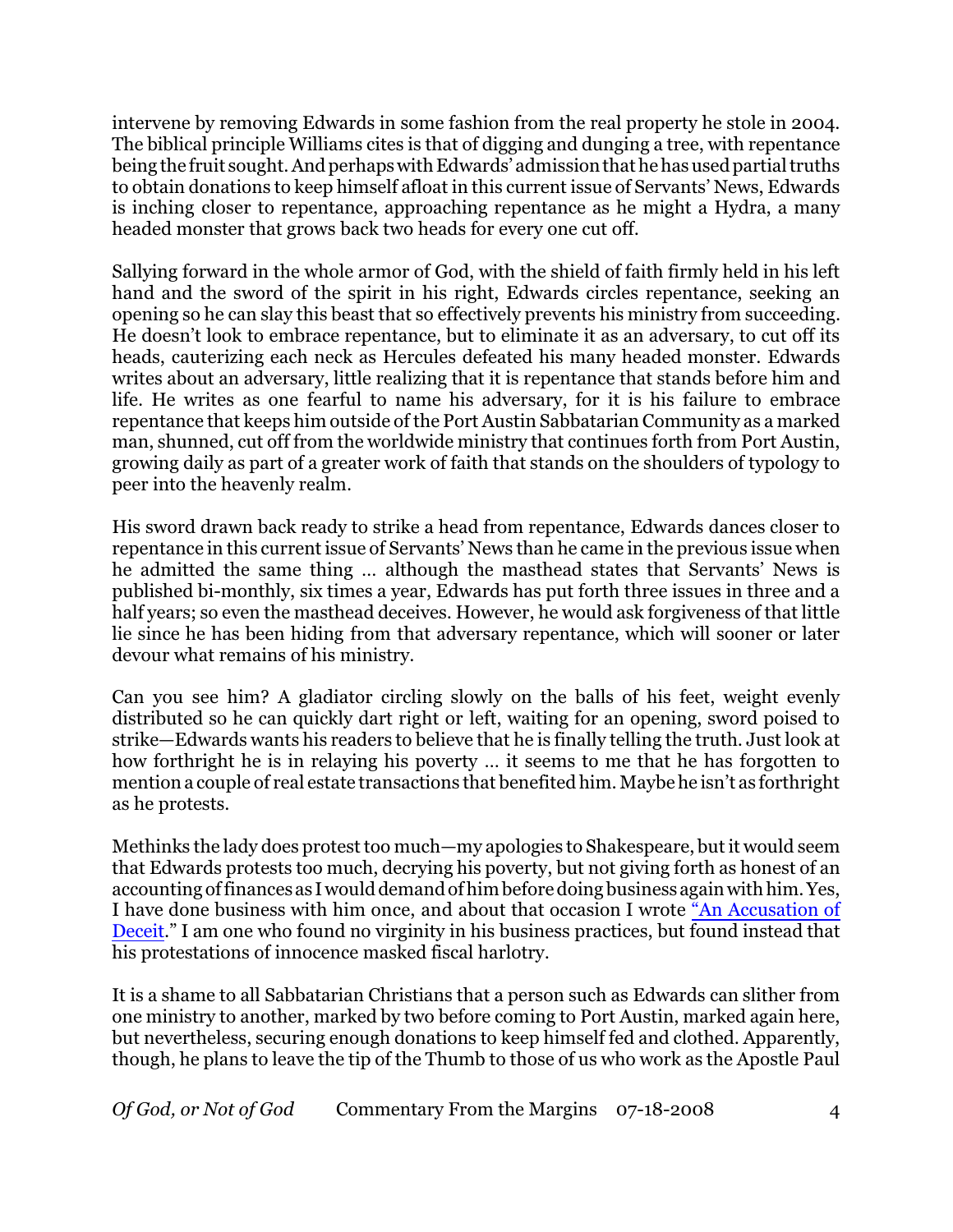intervene by removing Edwards in some fashion from the real property he stole in 2004. The biblical principle Williams cites is that of digging and dunging a tree, with repentance being the fruit sought. And perhaps with Edwards' admission that he has used partial truths to obtain donations to keep himself afloat in this current issue of Servants' News, Edwards is inching closer to repentance, approaching repentance as he might a Hydra, a many headed monster that grows back two heads for every one cut off.

Sallying forward in the whole armor of God, with the shield of faith firmly held in his left hand and the sword of the spirit in his right, Edwards circles repentance, seeking an opening so he can slay this beast that so effectively prevents his ministry from succeeding. He doesn't look to embrace repentance, but to eliminate it as an adversary, to cut off its heads, cauterizing each neck as Hercules defeated his many headed monster. Edwards writes about an adversary, little realizing that it is repentance that stands before him and life. He writes as one fearful to name his adversary, for it is his failure to embrace repentance that keeps him outside of the Port Austin Sabbatarian Community as a marked man, shunned, cut off from the worldwide ministry that continues forth from Port Austin, growing daily as part of a greater work of faith that stands on the shoulders of typology to peer into the heavenly realm.

His sword drawn back ready to strike a head from repentance, Edwards dances closer to repentance in this current issue of Servants' News than he came in the previous issue when he admitted the same thing … although the masthead states that Servants' News is published bi-monthly, six times a year, Edwards has put forth three issues in three and a half years; so even the masthead deceives. However, he would ask forgiveness of that little lie since he has been hiding from that adversary repentance, which will sooner or later devour what remains of his ministry.

Can you see him? A gladiator circling slowly on the balls of his feet, weight evenly distributed so he can quickly dart right or left, waiting for an opening, sword poised to strike—Edwards wants his readers to believe that he is finally telling the truth. Just look at how forthright he is in relaying his poverty … it seems to me that he has forgotten to mention a couple of real estate transactions that benefited him. Maybe he isn't as forthright as he protests.

Methinks the lady does protest too much—my apologies to Shakespeare, but it would seem that Edwards protests too much, decrying his poverty, but not giving forth as honest of an accounting of finances as I would demand of him before doing business again with him. Yes, I have done business with him once, and about that occasion I wrote "An Accusation of Deceit." I am one who found no virginity in his business practices, but found instead that his protestations of innocence masked fiscal harlotry.

It is a shame to all Sabbatarian Christians that a person such as Edwards can slither from one ministry to another, marked by two before coming to Port Austin, marked again here, but nevertheless, securing enough donations to keep himself fed and clothed. Apparently, though, he plans to leave the tip of the Thumb to those of us who work as the Apostle Paul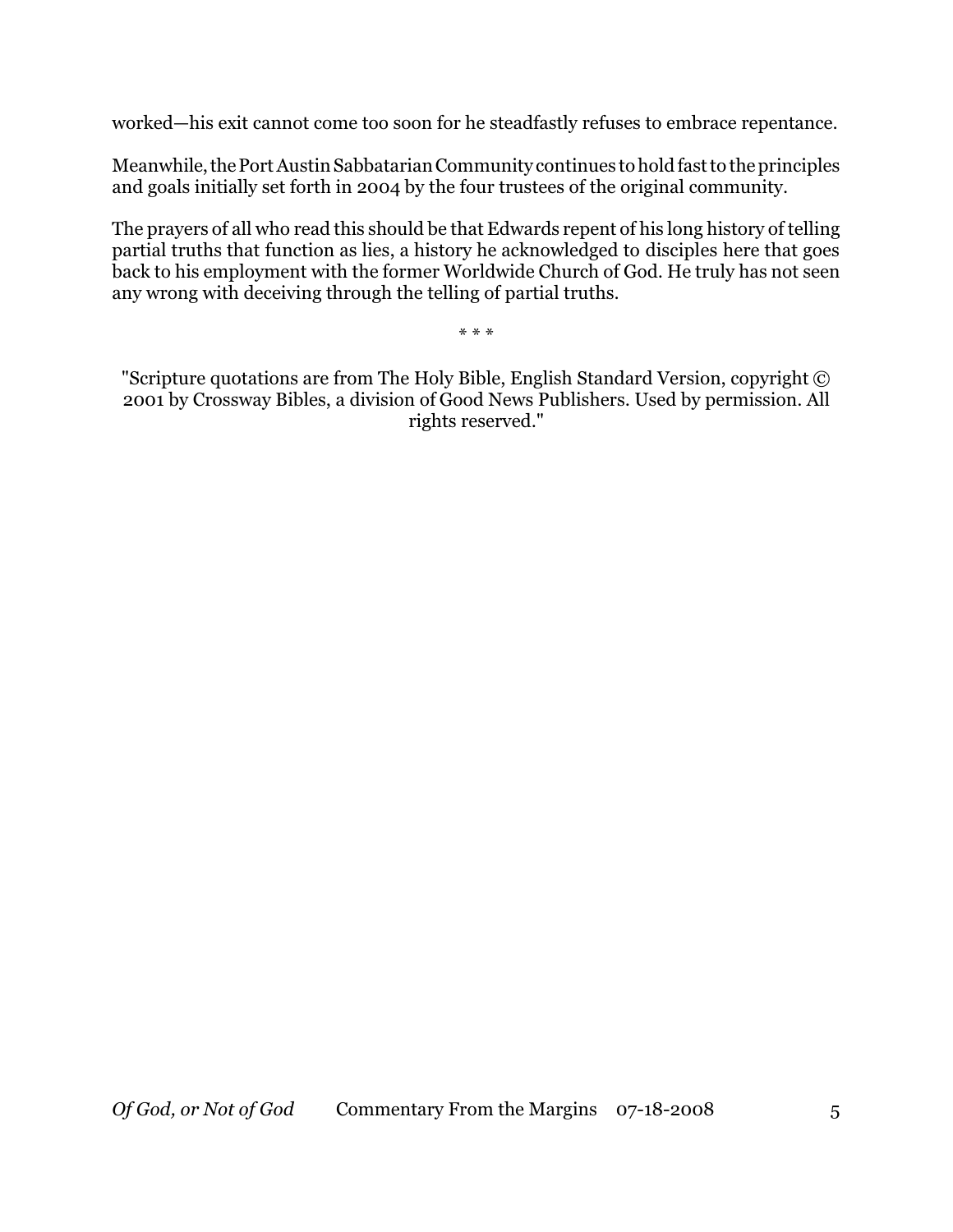worked—his exit cannot come too soon for he steadfastly refuses to embrace repentance.

Meanwhile, the Port Austin Sabbatarian Community continues to hold fast to the principles and goals initially set forth in 2004 by the four trustees of the original community.

The prayers of all who read this should be that Edwards repent of his long history of telling partial truths that function as lies, a history he acknowledged to disciples here that goes back to his employment with the former Worldwide Church of God. He truly has not seen any wrong with deceiving through the telling of partial truths.

* * *

"Scripture quotations are from The Holy Bible, English Standard Version, copyright © 2001 by Crossway Bibles, a division of Good News Publishers. Used by permission. All rights reserved."